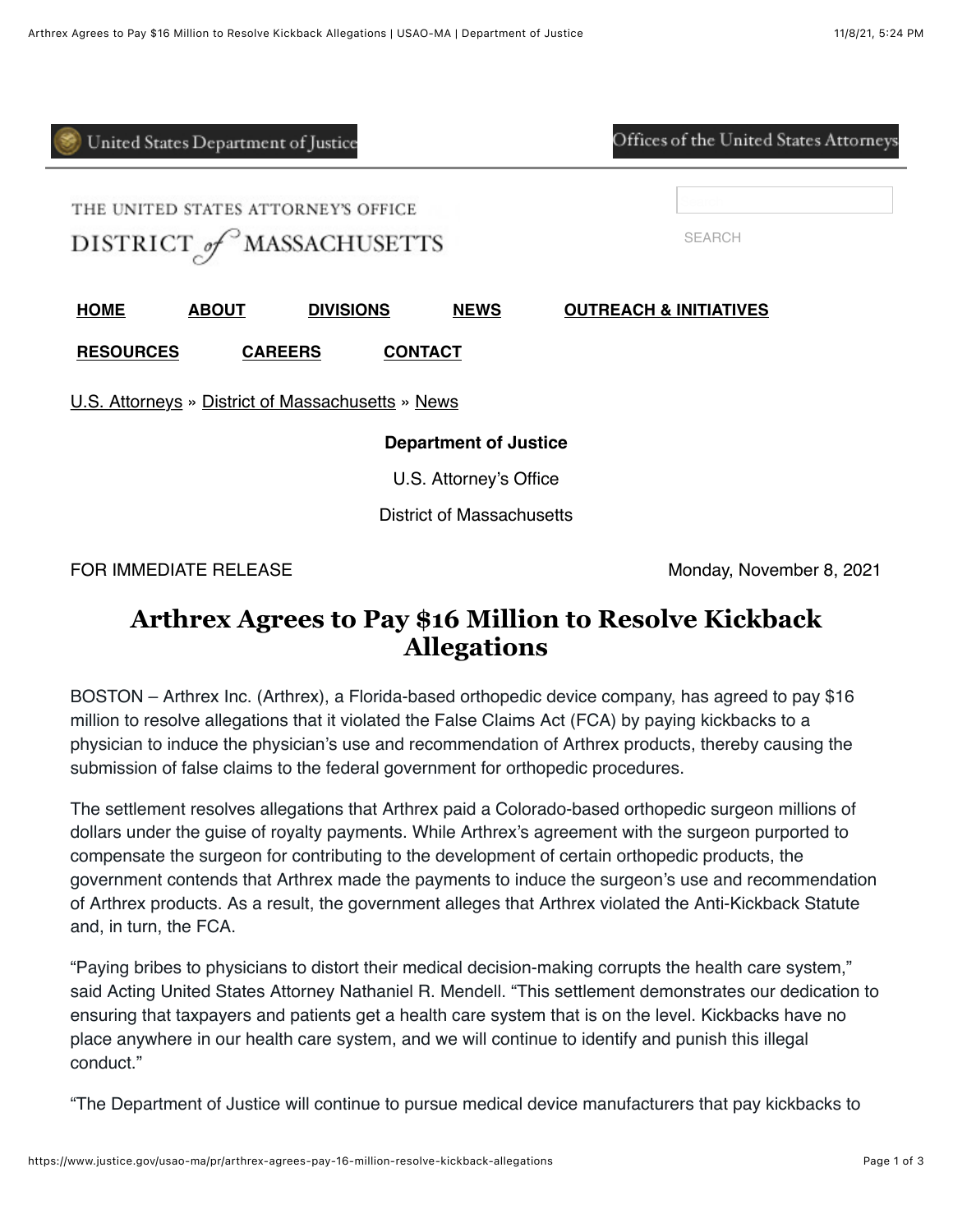United States Department of Justice

Offices of the United States Attorneys

THE UNITED STATES ATTORNEY'S OFFICE

DISTRICT of MASSACHUSETTS

SEARCH

**HOME** **ABOUT** **DIVISIONS** **NEWS** **OUTREACH & INITIATIVES**

**RESOURCES** **CAREERS** **CONTACT**

U.S. Attorneys » District of Massachusetts » News

**Department of Justice**

U.S. Attorney's Office

District of Massachusetts

FOR IMMEDIATE RELEASE

Monday, November 8, 2021

# Arthrex Agrees to Pay $16 Million to Resolve Kickback Allegations

BOSTON – Arthrex Inc. (Arthrex), a Florida-based orthopedic device company, has agreed to pay $16 million to resolve allegations that it violated the False Claims Act (FCA) by paying kickbacks to a physician to induce the physician's use and recommendation of Arthrex products, thereby causing the submission of false claims to the federal government for orthopedic procedures.

The settlement resolves allegations that Arthrex paid a Colorado-based orthopedic surgeon millions of dollars under the guise of royalty payments. While Arthrex's agreement with the surgeon purported to compensate the surgeon for contributing to the development of certain orthopedic products, the government contends that Arthrex made the payments to induce the surgeon's use and recommendation of Arthrex products. As a result, the government alleges that Arthrex violated the Anti-Kickback Statute and, in turn, the FCA.

"Paying bribes to physicians to distort their medical decision-making corrupts the health care system," said Acting United States Attorney Nathaniel R. Mendell. "This settlement demonstrates our dedication to ensuring that taxpayers and patients get a health care system that is on the level. Kickbacks have no place anywhere in our health care system, and we will continue to identify and punish this illegal conduct."

"The Department of Justice will continue to pursue medical device manufacturers that pay kickbacks to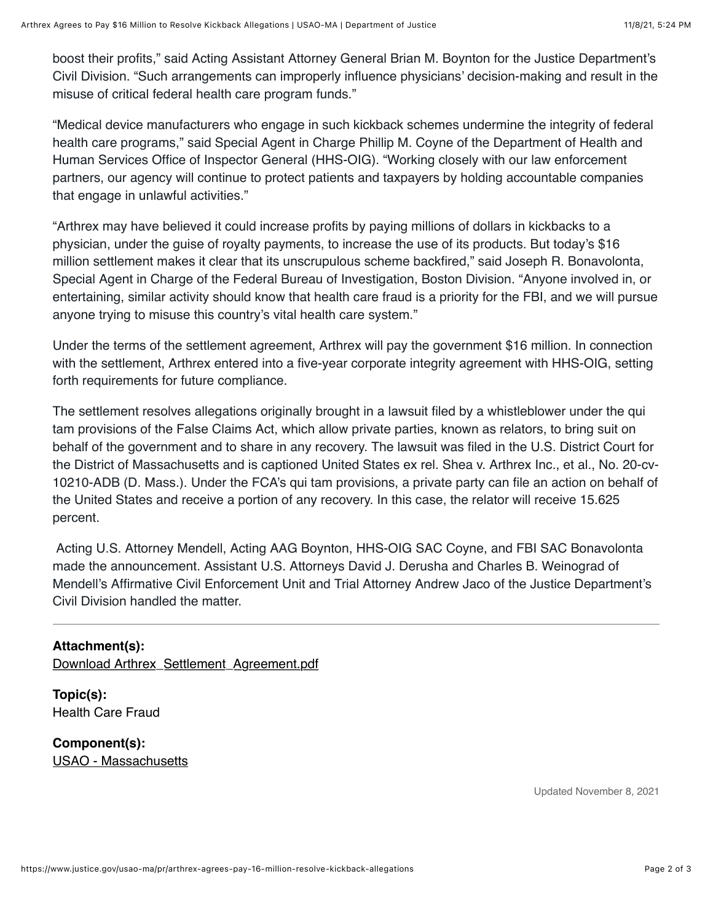boost their profits," said Acting Assistant Attorney General Brian M. Boynton for the Justice Department's Civil Division. "Such arrangements can improperly influence physicians' decision-making and result in the misuse of critical federal health care program funds."

"Medical device manufacturers who engage in such kickback schemes undermine the integrity of federal health care programs," said Special Agent in Charge Phillip M. Coyne of the Department of Health and Human Services Office of Inspector General (HHS-OIG). "Working closely with our law enforcement partners, our agency will continue to protect patients and taxpayers by holding accountable companies that engage in unlawful activities."

"Arthrex may have believed it could increase profits by paying millions of dollars in kickbacks to a physician, under the guise of royalty payments, to increase the use of its products. But today's $16 million settlement makes it clear that its unscrupulous scheme backfired," said Joseph R. Bonavolonta, Special Agent in Charge of the Federal Bureau of Investigation, Boston Division. "Anyone involved in, or entertaining, similar activity should know that health care fraud is a priority for the FBI, and we will pursue anyone trying to misuse this country's vital health care system."

Under the terms of the settlement agreement, Arthrex will pay the government $16 million. In connection with the settlement, Arthrex entered into a five-year corporate integrity agreement with HHS-OIG, setting forth requirements for future compliance.

The settlement resolves allegations originally brought in a lawsuit filed by a whistleblower under the qui tam provisions of the False Claims Act, which allow private parties, known as relators, to bring suit on behalf of the government and to share in any recovery. The lawsuit was filed in the U.S. District Court for the District of Massachusetts and is captioned United States ex rel. Shea v. Arthrex Inc., et al., No. 20-cv-10210-ADB (D. Mass.). Under the FCA's qui tam provisions, a private party can file an action on behalf of the United States and receive a portion of any recovery. In this case, the relator will receive 15.625 percent.

Acting U.S. Attorney Mendell, Acting AAG Boynton, HHS-OIG SAC Coyne, and FBI SAC Bonavolonta made the announcement. Assistant U.S. Attorneys David J. Derusha and Charles B. Weinograd of Mendell's Affirmative Civil Enforcement Unit and Trial Attorney Andrew Jaco of the Justice Department's Civil Division handled the matter.

---

**Attachment(s):**
Download Arthrex_Settlement_Agreement.pdf

**Topic(s):**
Health Care Fraud

**Component(s):**
USAO - Massachusetts

Updated November 8, 2021